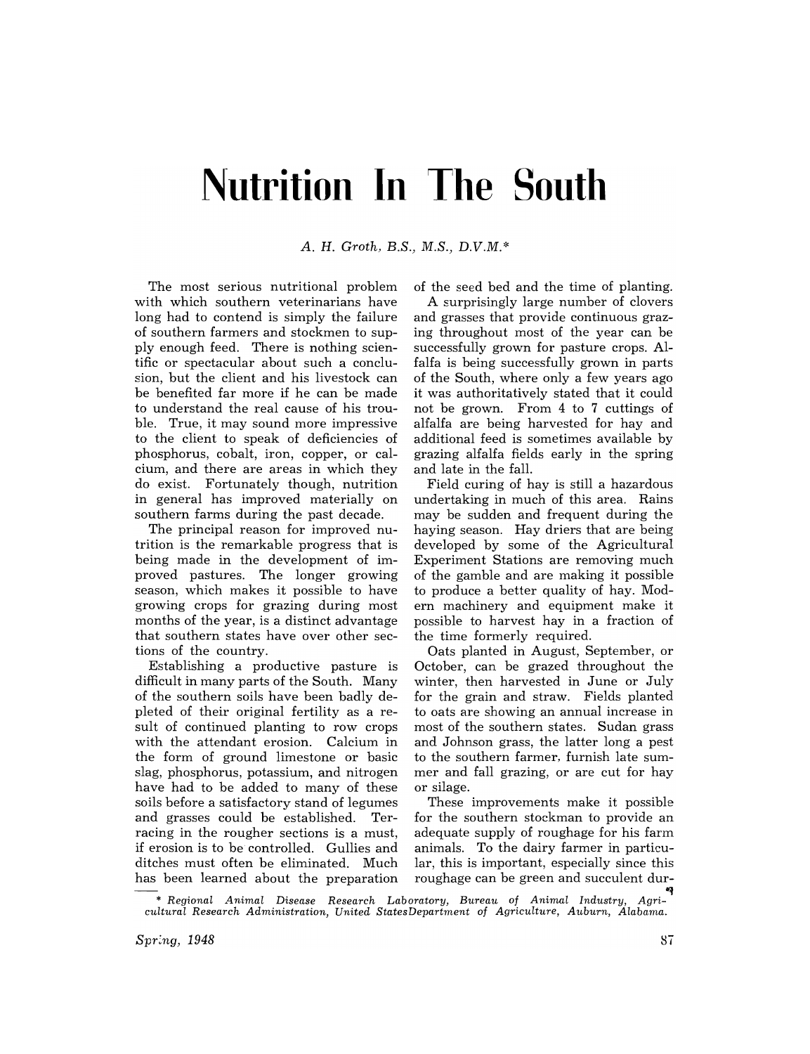# Nutrition In The South

*A. H. Groth, B.S., M.S., D.V.M.**

The most serious nutritional problem with which southern veterinarians have long had to contend is simply the failure of southern farmers and stockmen to supply enough feed. There is nothing scientific or spectacular about such a conclusion, but the client and his livestock can be benefited far more if he can be made to understand the real cause of his trouble. True, it may sound more impressive to the client to speak of deficiencies of phosphorus, cobalt, iron, copper, or calcium, and there are areas in which they do exist. Fortunately though, nutrition in general has improved materially on southern farms during the past decade.

The principal reason for improved nutrition is the remarkable progress that is being made in the development of improved pastures. The longer growing season, which makes it possible to have growing crops for grazing during most months of the year, is a distinct advantage that southern states have over other sections of the country.

Establishing a productive pasture is difficult in many parts of the South. Many of the southern soils have been badly depleted of their original fertility as a result of continued planting to row crops with the attendant erosion. Calcium in the form of ground limestone or basic slag, phosphorus, potassium, and nitrogen have had to be added to many of these soils before a satisfactory stand of legumes and grasses could be established. Terracing in the rougher sections is a must, if erosion is to be controlled. Gullies and ditches must often be eliminated. Much has been learned about the preparation of the seed bed and the time of planting.

A surprisingly large number of clovers and grasses that provide continuous grazing throughout most of the year can be successfully grown for pasture crops. Alfalfa is being successfully grown in parts of the South, where only a few years ago it was authoritatively stated that it could not be grown. From 4 to 7 cuttings of alfalfa are being harvested for hay and additional feed is sometimes available by grazing alfalfa fields early in the spring and late in the fall.

Field curing of hay is still a hazardous undertaking in much of this area. Rains may be sudden and frequent during the haying season. Hay driers that are being developed by some of the Agricultural Experiment Stations are removing much of the gamble and are making it possible to produce a better quality of hay. Modern machinery and equipment make it possible to harvest hay in a fraction of the time formerly required.

Oats planted in August, September, or October, can be grazed throughout the winter, then harvested in June or July for the grain and straw. Fields planted to oats are showing an annual increase in most of the southern states. Sudan grass and Johnson grass, the latter long a pest to the southern farmer, furnish late summer and fall grazing, or are cut for hay or silage.

These improvements make it possible for the southern stockman to provide an adequate supply of roughage for his farm animals. To the dairy farmer in particular, this is important, especially since this roughage can be green and succulent dur-

\* *Regional Animal Disease Research Laboratory, Bureau of Animal Industry, Agricultural Research Administration, United States Department of Agriculture, Auburn, Alabama.*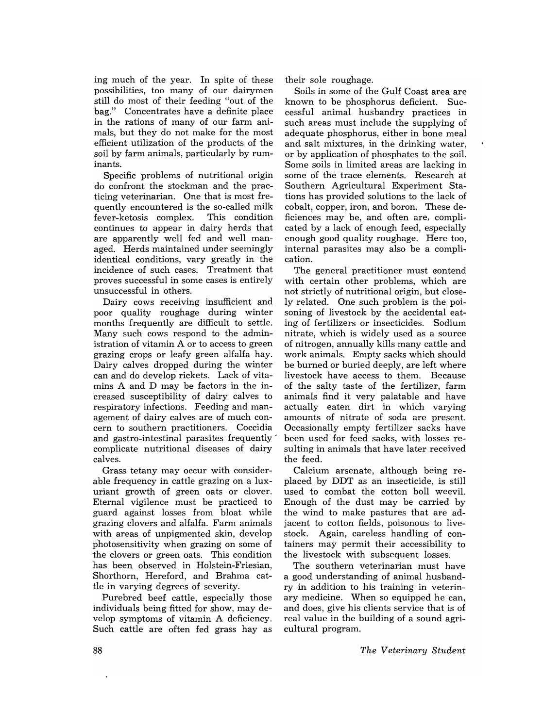ing much of the year. In spite of these possibilities, too many of our dairymen still do most of their feeding "out of the bag." Concentrates have a definite place in the rations of many of our farm animals, but they do not make for the most efficient utilization of the products of the soil by farm animals, particularly by ruminants.

Specific problems of nutritional origin do confront the stockman and the practicing veterinarian. One that is most frequently encountered is the so-called milk fever-ketosis complex. This condition continues to appear in dairy herds that are apparently well fed and well managed. Herds maintained under seemingly identical conditions, vary greatly in the incidence of such cases. Treatment that proves successful in some cases is entirely unsuccessful in others.

Dairy cows receiving insufficient and poor quality roughage during winter months frequently are difficult to settle. Many such cows respond to the administration of vitamin A or to access to green grazing crops or leafy green alfalfa hay. Dairy calves dropped during the winter can and do develop rickets. Lack of vitamins A and D may be factors in the increased susceptibility of dairy calves to respiratory infections. Feeding and management of dairy calves are of much concern to southern practitioners. Coccidia and gastro-intestinal parasites frequently complicate nutritional diseases of dairy calves.

Grass tetany may occur with considerable frequency in cattle grazing on a luxuriant growth of green oats or clover. Eternal vigilence must be practiced to guard against losses from bloat while grazing clovers and alfalfa. Farm animals with areas of unpigmented skin, develop photosensitivity when grazing on some of the clovers or green oats. This condition has been observed in Holstein-Friesian, Shorthorn, Hereford, and Brahma cattle in varying degrees of severity.

Purebred beef cattle, especially those individuals being fitted for show, may develop symptoms of vitamin A deficiency. Such cattle are often fed grass hay as their sole roughage.

Soils in some of the Gulf Coast area are known to be phosphorus deficient. Successful animal husbandry practices in such areas must include the supplying of adequate phosphorus, either in bone meal and salt mixtures, in the drinking water, or by application of phosphates to the soil. Some soils in limited areas are lacking in some of the trace elements. Research at Southern Agricultural Experiment Stations has provided solutions to the lack of cobalt, copper, iron, and boron. These deficiences may be, and often are, complicated by a lack of enough feed, especially enough good quality roughage. Here too, internal parasites may also be a complication.

The general practitioner must contend with certain other problems, which are not strictly of nutritional origin, but closely related. One such problem is the poisoning of livestock by the accidental eating of fertilizers or insecticides. Sodium nitrate, which is widely used as a source of nitrogen, annually kills many cattle and work animals. Empty sacks which should be burned or buried deeply, are left where livestock have access to them. Because of the salty taste of the fertilizer, farm animals find it very palatable and have actually eaten dirt in which varying amounts of nitrate of soda are present. Occasionally empty fertilizer sacks have been used for feed sacks, with losses resulting in animals that have later received the feed.

Calcium arsenate, although being replaced by DDT as an insecticide, is still used to combat the cotton boll weevil. Enough of the dust may be carried by the wind to make pastures that are adjacent to cotton fields, poisonous to livestock. Again, careless handling of containers may permit their accessibility to the livestock with subsequent losses.

The southern veterinarian must have a good understanding of animal husbandry in addition to his training in veterinary medicine. When so equipped he can, and does, give his clients service that is of real value in the building of a sound agricultural program.